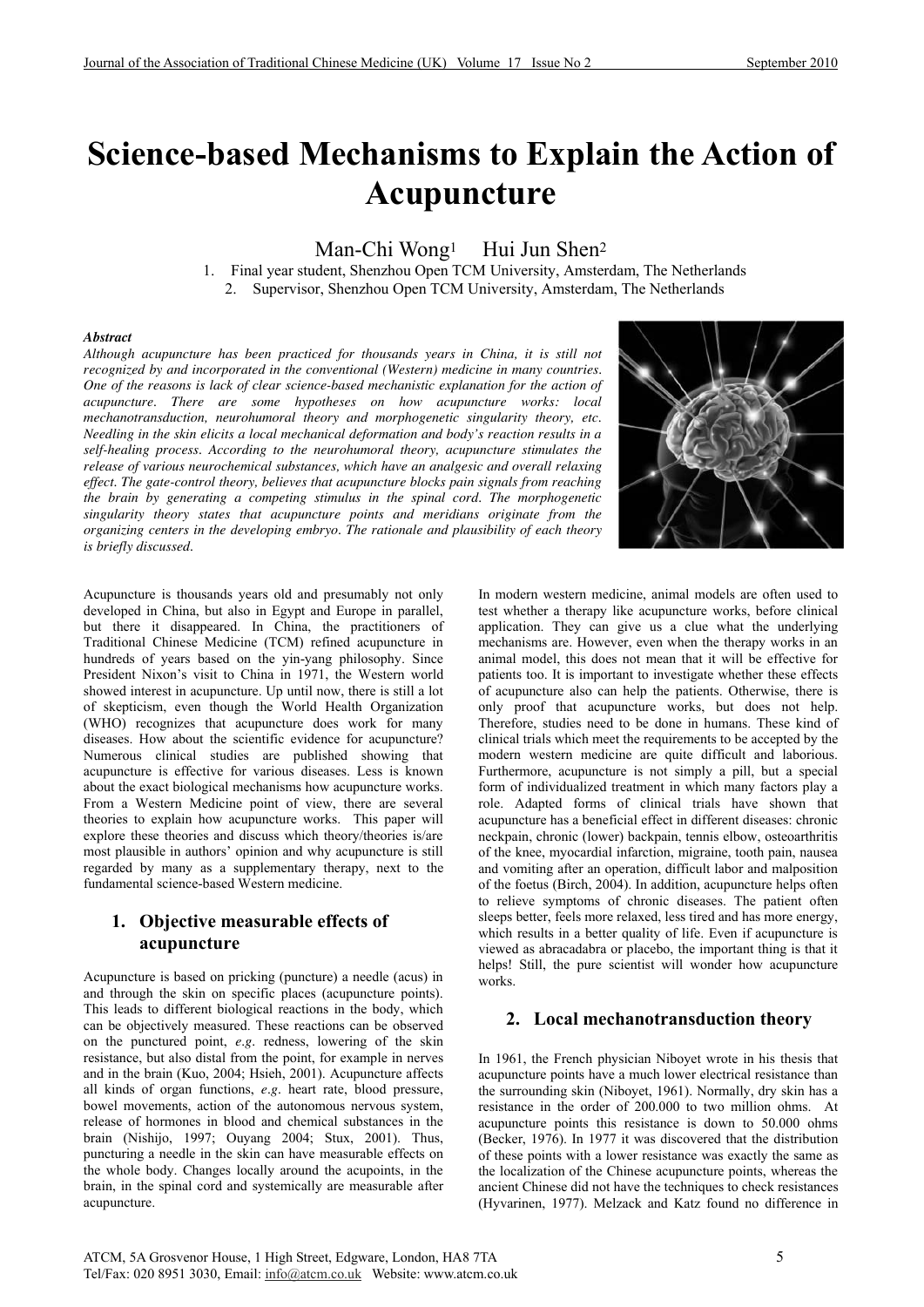# Science-based Mechanisms to Explain the Action of Acupuncture

Man-Chi Wong[1] Hui Jun Shen[2]

1. Final year student, Shenzhou Open TCM University, Amsterdam, The Netherlands
2. Supervisor, Shenzhou Open TCM University, Amsterdam, The Netherlands

***Abstract***

*Although acupuncture has been practiced for thousands years in China, it is still not recognized by and incorporated in the conventional (Western) medicine in many countries. One of the reasons is lack of clear science-based mechanistic explanation for the action of acupuncture. There are some hypotheses on how acupuncture works: local mechanotransduction, neurohumoral theory and morphogenetic singularity theory, etc. Needling in the skin elicits a local mechanical deformation and body's reaction results in a self-healing process. According to the neurohumoral theory, acupuncture stimulates the release of various neurochemical substances, which have an analgesic and overall relaxing effect. The gate-control theory, believes that acupuncture blocks pain signals from reaching the brain by generating a competing stimulus in the spinal cord. The morphogenetic singularity theory states that acupuncture points and meridians originate from the organizing centers in the developing embryo. The rationale and plausibility of each theory is briefly discussed.*

Acupuncture is thousands years old and presumably not only developed in China, but also in Egypt and Europe in parallel, but there it disappeared. In China, the practitioners of Traditional Chinese Medicine (TCM) refined acupuncture in hundreds of years based on the yin-yang philosophy. Since President Nixon's visit to China in 1971, the Western world showed interest in acupuncture. Up until now, there is still a lot of skepticism, even though the World Health Organization (WHO) recognizes that acupuncture does work for many diseases. How about the scientific evidence for acupuncture? Numerous clinical studies are published showing that acupuncture is effective for various diseases. Less is known about the exact biological mechanisms how acupuncture works. From a Western Medicine point of view, there are several theories to explain how acupuncture works. This paper will explore these theories and discuss which theory/theories is/are most plausible in authors' opinion and why acupuncture is still regarded by many as a supplementary therapy, next to the fundamental science-based Western medicine.

## 1. Objective measurable effects of acupuncture

Acupuncture is based on pricking (puncture) a needle (acus) in and through the skin on specific places (acupuncture points). This leads to different biological reactions in the body, which can be objectively measured. These reactions can be observed on the punctured point, *e.g*. redness, lowering of the skin resistance, but also distal from the point, for example in nerves and in the brain (Kuo, 2004; Hsieh, 2001). Acupuncture affects all kinds of organ functions, *e.g*. heart rate, blood pressure, bowel movements, action of the autonomous nervous system, release of hormones in blood and chemical substances in the brain (Nishijo, 1997; Ouyang 2004; Stux, 2001). Thus, puncturing a needle in the skin can have measurable effects on the whole body. Changes locally around the acupoints, in the brain, in the spinal cord and systemically are measurable after acupuncture.

In modern western medicine, animal models are often used to test whether a therapy like acupuncture works, before clinical application. They can give us a clue what the underlying mechanisms are. However, even when the therapy works in an animal model, this does not mean that it will be effective for patients too. It is important to investigate whether these effects of acupuncture also can help the patients. Otherwise, there is only proof that acupuncture works, but does not help. Therefore, studies need to be done in humans. These kind of clinical trials which meet the requirements to be accepted by the modern western medicine are quite difficult and laborious. Furthermore, acupuncture is not simply a pill, but a special form of individualized treatment in which many factors play a role. Adapted forms of clinical trials have shown that acupuncture has a beneficial effect in different diseases: chronic neckpain, chronic (lower) backpain, tennis elbow, osteoarthritis of the knee, myocardial infarction, migraine, tooth pain, nausea and vomiting after an operation, difficult labor and malposition of the foetus (Birch, 2004). In addition, acupuncture helps often to relieve symptoms of chronic diseases. The patient often sleeps better, feels more relaxed, less tired and has more energy, which results in a better quality of life. Even if acupuncture is viewed as abracadabra or placebo, the important thing is that it helps! Still, the pure scientist will wonder how acupuncture works.

## 2. Local mechanotransduction theory

In 1961, the French physician Niboyet wrote in his thesis that acupuncture points have a much lower electrical resistance than the surrounding skin (Niboyet, 1961). Normally, dry skin has a resistance in the order of 200.000 to two million ohms. At acupuncture points this resistance is down to 50.000 ohms (Becker, 1976). In 1977 it was discovered that the distribution of these points with a lower resistance was exactly the same as the localization of the Chinese acupuncture points, whereas the ancient Chinese did not have the techniques to check resistances (Hyvarinen, 1977). Melzack and Katz found no difference in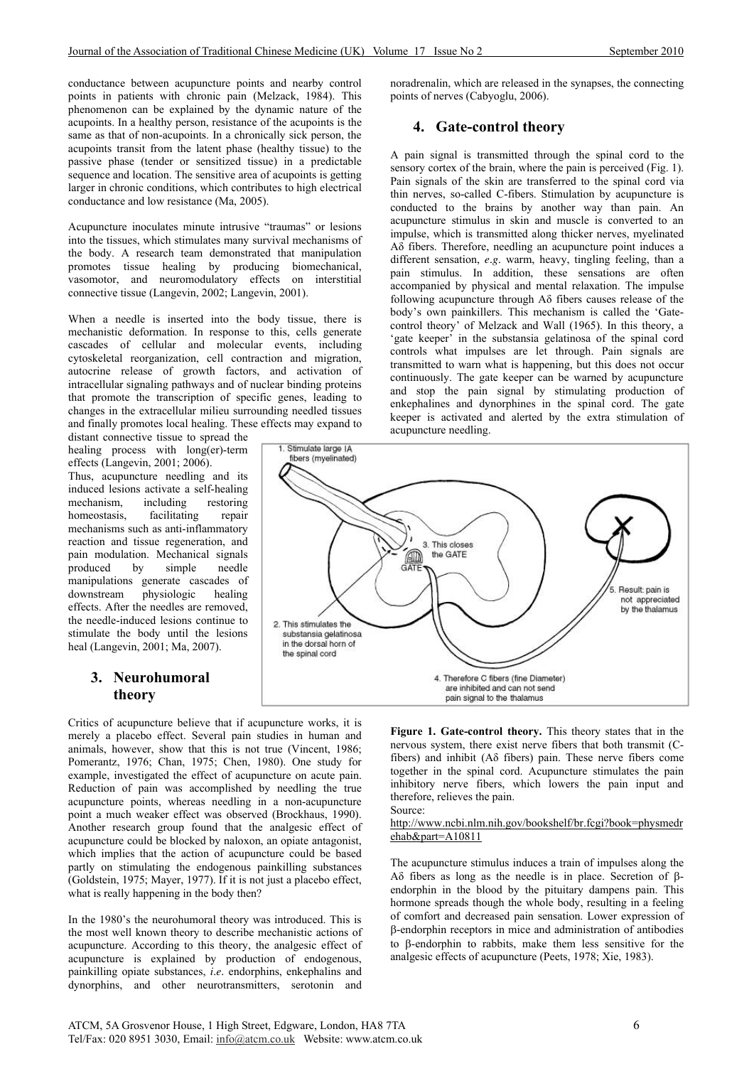conductance between acupuncture points and nearby control points in patients with chronic pain (Melzack, 1984). This phenomenon can be explained by the dynamic nature of the acupoints. In a healthy person, resistance of the acupoints is the same as that of non-acupoints. In a chronically sick person, the acupoints transit from the latent phase (healthy tissue) to the passive phase (tender or sensitized tissue) in a predictable sequence and location. The sensitive area of acupoints is getting larger in chronic conditions, which contributes to high electrical conductance and low resistance (Ma, 2005).

Acupuncture inoculates minute intrusive "traumas" or lesions into the tissues, which stimulates many survival mechanisms of the body. A research team demonstrated that manipulation promotes tissue healing by producing biomechanical, vasomotor, and neuromodulatory effects on interstitial connective tissue (Langevin, 2002; Langevin, 2001).

When a needle is inserted into the body tissue, there is mechanistic deformation. In response to this, cells generate cascades of cellular and molecular events, including cytoskeletal reorganization, cell contraction and migration, autocrine release of growth factors, and activation of intracellular signaling pathways and of nuclear binding proteins that promote the transcription of specific genes, leading to changes in the extracellular milieu surrounding needled tissues and finally promotes local healing. These effects may expand to distant connective tissue to spread the healing process with long(er)-term effects (Langevin, 2001; 2006).

Thus, acupuncture needling and its induced lesions activate a self-healing mechanism, including restoring homeostasis, facilitating repair mechanisms such as anti-inflammatory reaction and tissue regeneration, and pain modulation. Mechanical signals produced by simple needle manipulations generate cascades of downstream physiologic healing effects. After the needles are removed, the needle-induced lesions continue to stimulate the body until the lesions heal (Langevin, 2001; Ma, 2007).

## 3. Neurohumoral theory

Critics of acupuncture believe that if acupuncture works, it is merely a placebo effect. Several pain studies in human and animals, however, show that this is not true (Vincent, 1986; Pomerantz, 1976; Chan, 1975; Chen, 1980). One study for example, investigated the effect of acupuncture on acute pain. Reduction of pain was accomplished by needling the true acupuncture points, whereas needling in a non-acupuncture point a much weaker effect was observed (Brockhaus, 1990). Another research group found that the analgesic effect of acupuncture could be blocked by naloxon, an opiate antagonist, which implies that the action of acupuncture could be based partly on stimulating the endogenous painkilling substances (Goldstein, 1975; Mayer, 1977). If it is not just a placebo effect, what is really happening in the body then?

In the 1980's the neurohumoral theory was introduced. This is the most well known theory to describe mechanistic actions of acupuncture. According to this theory, the analgesic effect of acupuncture is explained by production of endogenous, painkilling opiate substances, *i.e*. endorphins, enkephalins and dynorphins, and other neurotransmitters, serotonin and noradrenalin, which are released in the synapses, the connecting points of nerves (Cabyoglu, 2006).

## 4. Gate-control theory

A pain signal is transmitted through the spinal cord to the sensory cortex of the brain, where the pain is perceived (Fig. 1). Pain signals of the skin are transferred to the spinal cord via thin nerves, so-called C-fibers. Stimulation by acupuncture is conducted to the brains by another way than pain. An acupuncture stimulus in skin and muscle is converted to an impulse, which is transmitted along thicker nerves, myelinated Aδ fibers. Therefore, needling an acupuncture point induces a different sensation, *e.g*. warm, heavy, tingling feeling, than a pain stimulus. In addition, these sensations are often accompanied by physical and mental relaxation. The impulse following acupuncture through Aδ fibers causes release of the body's own painkillers. This mechanism is called the 'Gate-control theory' of Melzack and Wall (1965). In this theory, a 'gate keeper' in the substansia gelatinosa of the spinal cord controls what impulses are let through. Pain signals are transmitted to warn what is happening, but this does not occur continuously. The gate keeper can be warned by acupuncture and stop the pain signal by stimulating production of enkephalines and dynorphines in the spinal cord. The gate keeper is activated and alerted by the extra stimulation of acupuncture needling.

**Figure 1. Gate-control theory.** This theory states that in the nervous system, there exist nerve fibers that both transmit (C-fibers) and inhibit (Aδ fibers) pain. These nerve fibers come together in the spinal cord. Acupuncture stimulates the pain inhibitory nerve fibers, which lowers the pain input and therefore, relieves the pain.
Source:
http://www.ncbi.nlm.nih.gov/bookshelf/br.fcgi?book=physmedrehab&part=A10811

The acupuncture stimulus induces a train of impulses along the Aδ fibers as long as the needle is in place. Secretion of β-endorphin in the blood by the pituitary dampens pain. This hormone spreads though the whole body, resulting in a feeling of comfort and decreased pain sensation. Lower expression of β-endorphin receptors in mice and administration of antibodies to β-endorphin to rabbits, make them less sensitive for the analgesic effects of acupuncture (Peets, 1978; Xie, 1983).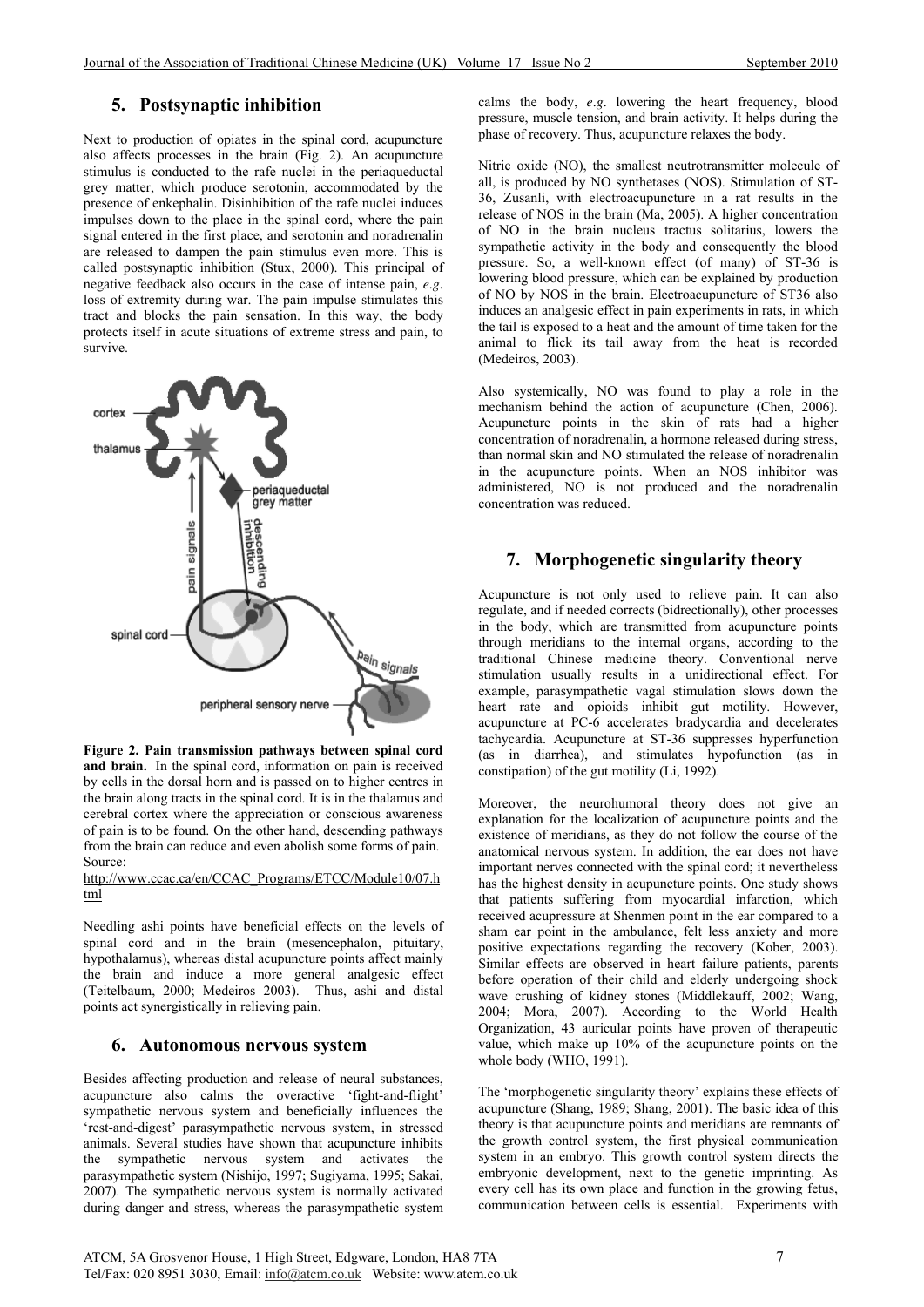## 5. Postsynaptic inhibition

Next to production of opiates in the spinal cord, acupuncture also affects processes in the brain (Fig. 2). An acupuncture stimulus is conducted to the rafe nuclei in the periaqueductal grey matter, which produce serotonin, accommodated by the presence of enkephalin. Disinhibition of the rafe nuclei induces impulses down to the place in the spinal cord, where the pain signal entered in the first place, and serotonin and noradrenalin are released to dampen the pain stimulus even more. This is called postsynaptic inhibition (Stux, 2000). This principal of negative feedback also occurs in the case of intense pain, *e.g*. loss of extremity during war. The pain impulse stimulates this tract and blocks the pain sensation. In this way, the body protects itself in acute situations of extreme stress and pain, to survive.

**Figure 2. Pain transmission pathways between spinal cord and brain.** In the spinal cord, information on pain is received by cells in the dorsal horn and is passed on to higher centres in the brain along tracts in the spinal cord. It is in the thalamus and cerebral cortex where the appreciation or conscious awareness of pain is to be found. On the other hand, descending pathways from the brain can reduce and even abolish some forms of pain. Source:
http://www.ccac.ca/en/CCAC_Programs/ETCC/Module10/07.html

Needling ashi points have beneficial effects on the levels of spinal cord and in the brain (mesencephalon, pituitary, hypothalamus), whereas distal acupuncture points affect mainly the brain and induce a more general analgesic effect (Teitelbaum, 2000; Medeiros 2003). Thus, ashi and distal points act synergistically in relieving pain.

## 6. Autonomous nervous system

Besides affecting production and release of neural substances, acupuncture also calms the overactive 'fight-and-flight' sympathetic nervous system and beneficially influences the 'rest-and-digest' parasympathetic nervous system, in stressed animals. Several studies have shown that acupuncture inhibits the sympathetic nervous system and activates the parasympathetic system (Nishijo, 1997; Sugiyama, 1995; Sakai, 2007). The sympathetic nervous system is normally activated during danger and stress, whereas the parasympathetic system calms the body, *e.g*. lowering the heart frequency, blood pressure, muscle tension, and brain activity. It helps during the phase of recovery. Thus, acupuncture relaxes the body.

Nitric oxide (NO), the smallest neutrotransmitter molecule of all, is produced by NO synthetases (NOS). Stimulation of ST-36, Zusanli, with electroacupuncture in a rat results in the release of NOS in the brain (Ma, 2005). A higher concentration of NO in the brain nucleus tractus solitarius, lowers the sympathetic activity in the body and consequently the blood pressure. So, a well-known effect (of many) of ST-36 is lowering blood pressure, which can be explained by production of NO by NOS in the brain. Electroacupuncture of ST36 also induces an analgesic effect in pain experiments in rats, in which the tail is exposed to a heat and the amount of time taken for the animal to flick its tail away from the heat is recorded (Medeiros, 2003).

Also systemically, NO was found to play a role in the mechanism behind the action of acupuncture (Chen, 2006). Acupuncture points in the skin of rats had a higher concentration of noradrenalin, a hormone released during stress, than normal skin and NO stimulated the release of noradrenalin in the acupuncture points. When an NOS inhibitor was administered, NO is not produced and the noradrenalin concentration was reduced.

## 7. Morphogenetic singularity theory

Acupuncture is not only used to relieve pain. It can also regulate, and if needed corrects (bidirectionally), other processes in the body, which are transmitted from acupuncture points through meridians to the internal organs, according to the traditional Chinese medicine theory. Conventional nerve stimulation usually results in a unidirectional effect. For example, parasympathetic vagal stimulation slows down the heart rate and opioids inhibit gut motility. However, acupuncture at PC-6 accelerates bradycardia and decelerates tachycardia. Acupuncture at ST-36 suppresses hyperfunction (as in diarrhea), and stimulates hypofunction (as in constipation) of the gut motility (Li, 1992).

Moreover, the neurohumoral theory does not give an explanation for the localization of acupuncture points and the existence of meridians, as they do not follow the course of the anatomical nervous system. In addition, the ear does not have important nerves connected with the spinal cord; it nevertheless has the highest density in acupuncture points. One study shows that patients suffering from myocardial infarction, which received acupressure at Shenmen point in the ear compared to a sham ear point in the ambulance, felt less anxiety and more positive expectations regarding the recovery (Kober, 2003). Similar effects are observed in heart failure patients, parents before operation of their child and elderly undergoing shock wave crushing of kidney stones (Middlekauff, 2002; Wang, 2004; Mora, 2007). According to the World Health Organization, 43 auricular points have proven of therapeutic value, which make up 10% of the acupuncture points on the whole body (WHO, 1991).

The 'morphogenetic singularity theory' explains these effects of acupuncture (Shang, 1989; Shang, 2001). The basic idea of this theory is that acupuncture points and meridians are remnants of the growth control system, the first physical communication system in an embryo. This growth control system directs the embryonic development, next to the genetic imprinting. As every cell has its own place and function in the growing fetus, communication between cells is essential. Experiments with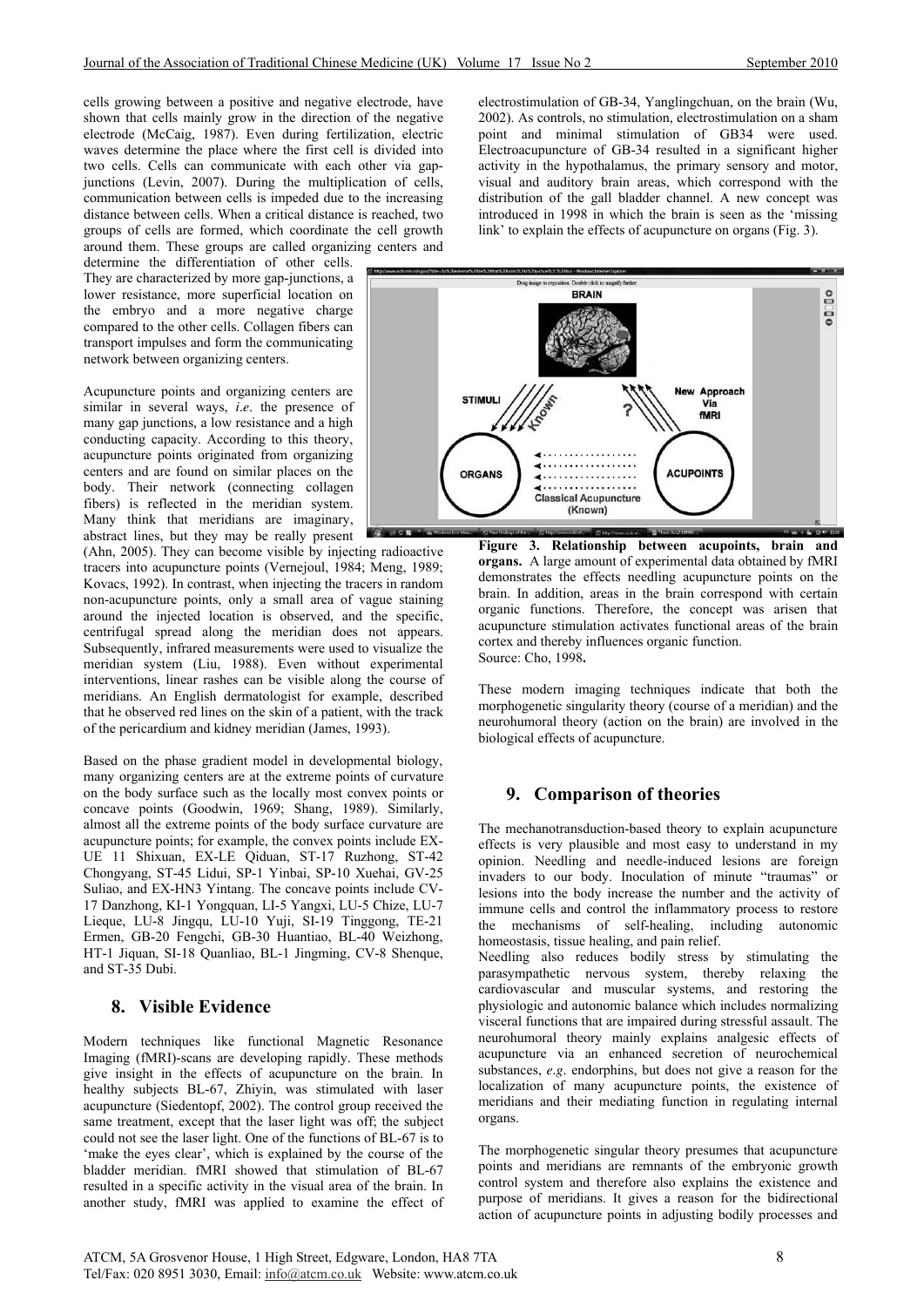cells growing between a positive and negative electrode, have shown that cells mainly grow in the direction of the negative electrode (McCaig, 1987). Even during fertilization, electric waves determine the place where the first cell is divided into two cells. Cells can communicate with each other via gap-junctions (Levin, 2007). During the multiplication of cells, communication between cells is impeded due to the increasing distance between cells. When a critical distance is reached, two groups of cells are formed, which coordinate the cell growth around them. These groups are called organizing centers and determine the differentiation of other cells. They are characterized by more gap-junctions, a lower resistance, more superficial location on the embryo and a more negative charge compared to the other cells. Collagen fibers can transport impulses and form the communicating network between organizing centers.

Acupuncture points and organizing centers are similar in several ways, *i.e*. the presence of many gap junctions, a low resistance and a high conducting capacity. According to this theory, acupuncture points originated from organizing centers and are found on similar places on the body. Their network (connecting collagen fibers) is reflected in the meridian system. Many think that meridians are imaginary, abstract lines, but they may be really present (Ahn, 2005). They can become visible by injecting radioactive tracers into acupuncture points (Vernejoul, 1984; Meng, 1989; Kovacs, 1992). In contrast, when injecting the tracers in random non-acupuncture points, only a small area of vague staining around the injected location is observed, and the specific, centrifugal spread along the meridian does not appears. Subsequently, infrared measurements were used to visualize the meridian system (Liu, 1988). Even without experimental interventions, linear rashes can be visible along the course of meridians. An English dermatologist for example, described that he observed red lines on the skin of a patient, with the track of the pericardium and kidney meridian (James, 1993).

Based on the phase gradient model in developmental biology, many organizing centers are at the extreme points of curvature on the body surface such as the locally most convex points or concave points (Goodwin, 1969; Shang, 1989). Similarly, almost all the extreme points of the body surface curvature are acupuncture points; for example, the convex points include EX-UE 11 Shixuan, EX-LE Qiduan, ST-17 Ruzhong, ST-42 Chongyang, ST-45 Lidui, SP-1 Yinbai, SP-10 Xuehai, GV-25 Suliao, and EX-HN3 Yintang. The concave points include CV-17 Danzhong, KI-1 Yongquan, LI-5 Yangxi, LU-5 Chize, LU-7 Lieque, LU-8 Jingqu, LU-10 Yuji, SI-19 Tinggong, TE-21 Ermen, GB-20 Fengchi, GB-30 Huantiao, BL-40 Weizhong, HT-1 Jiquan, SI-18 Quanliao, BL-1 Jingming, CV-8 Shenque, and ST-35 Dubi.

## 8. Visible Evidence

Modern techniques like functional Magnetic Resonance Imaging (fMRI)-scans are developing rapidly. These methods give insight in the effects of acupuncture on the brain. In healthy subjects BL-67, Zhiyin, was stimulated with laser acupuncture (Siedentopf, 2002). The control group received the same treatment, except that the laser light was off; the subject could not see the laser light. One of the functions of BL-67 is to 'make the eyes clear', which is explained by the course of the bladder meridian. fMRI showed that stimulation of BL-67 resulted in a specific activity in the visual area of the brain. In another study, fMRI was applied to examine the effect of electrostimulation of GB-34, Yanglingchuan, on the brain (Wu, 2002). As controls, no stimulation, electrostimulation on a sham point and minimal stimulation of GB34 were used. Electroacupuncture of GB-34 resulted in a significant higher activity in the hypothalamus, the primary sensory and motor, visual and auditory brain areas, which correspond with the distribution of the gall bladder channel. A new concept was introduced in 1998 in which the brain is seen as the 'missing link' to explain the effects of acupuncture on organs (Fig. 3).

**Figure 3. Relationship between acupoints, brain and organs.** A large amount of experimental data obtained by fMRI demonstrates the effects needling acupuncture points on the brain. In addition, areas in the brain correspond with certain organic functions. Therefore, the concept was arisen that acupuncture stimulation activates functional areas of the brain cortex and thereby influences organic function.
Source: Cho, 1998**.**

These modern imaging techniques indicate that both the morphogenetic singularity theory (course of a meridian) and the neurohumoral theory (action on the brain) are involved in the biological effects of acupuncture.

## 9. Comparison of theories

The mechanotransduction-based theory to explain acupuncture effects is very plausible and most easy to understand in my opinion. Needling and needle-induced lesions are foreign invaders to our body. Inoculation of minute "traumas" or lesions into the body increase the number and the activity of immune cells and control the inflammatory process to restore the mechanisms of self-healing, including autonomic homeostasis, tissue healing, and pain relief.

Needling also reduces bodily stress by stimulating the parasympathetic nervous system, thereby relaxing the cardiovascular and muscular systems, and restoring the physiologic and autonomic balance which includes normalizing visceral functions that are impaired during stressful assault. The neurohumoral theory mainly explains analgesic effects of acupuncture via an enhanced secretion of neurochemical substances, *e.g*. endorphins, but does not give a reason for the localization of many acupuncture points, the existence of meridians and their mediating function in regulating internal organs.

The morphogenetic singular theory presumes that acupuncture points and meridians are remnants of the embryonic growth control system and therefore also explains the existence and purpose of meridians. It gives a reason for the bidirectional action of acupuncture points in adjusting bodily processes and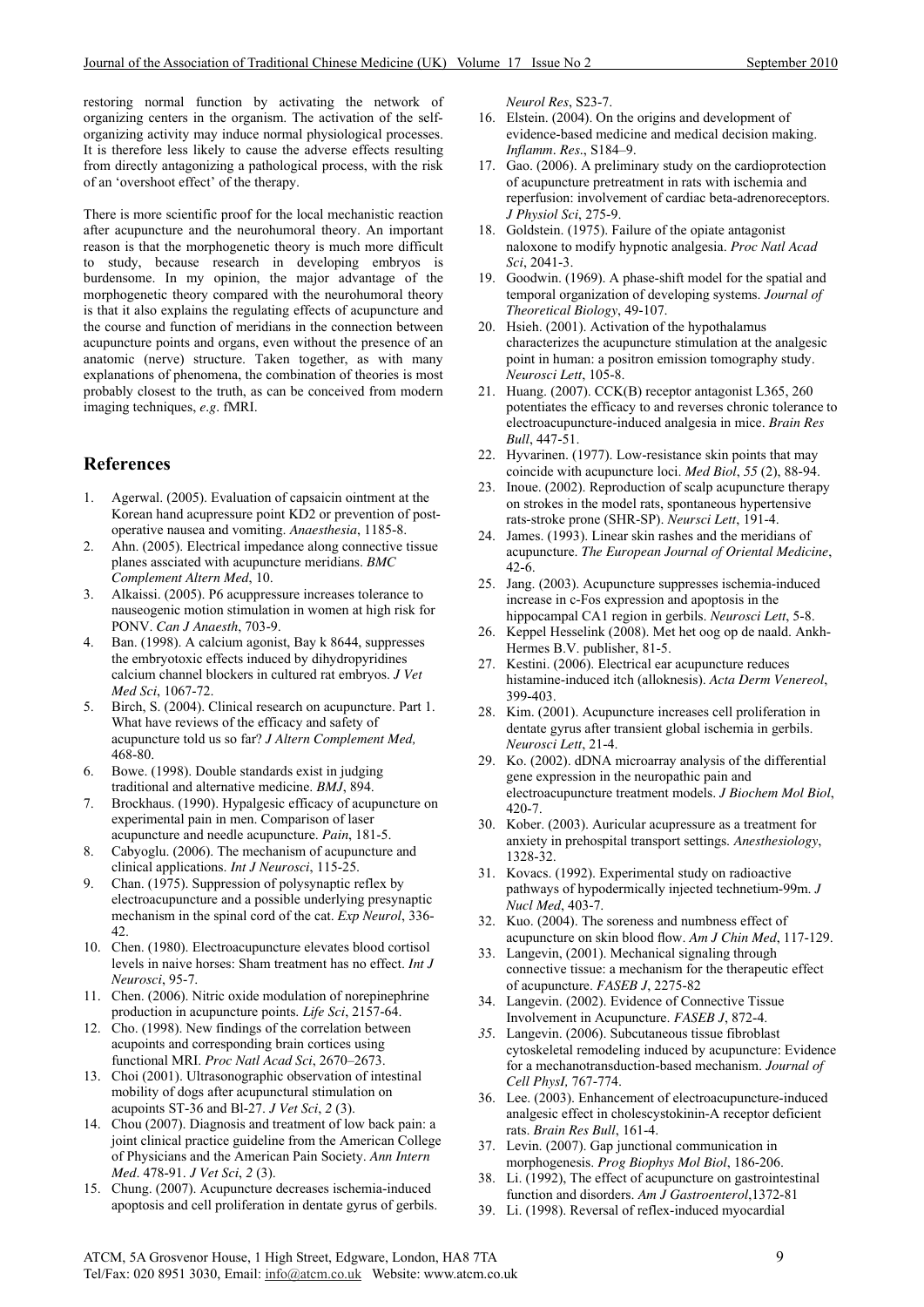restoring normal function by activating the network of organizing centers in the organism. The activation of the self-organizing activity may induce normal physiological processes. It is therefore less likely to cause the adverse effects resulting from directly antagonizing a pathological process, with the risk of an 'overshoot effect' of the therapy.

There is more scientific proof for the local mechanistic reaction after acupuncture and the neurohumoral theory. An important reason is that the morphogenetic theory is much more difficult to study, because research in developing embryos is burdensome. In my opinion, the major advantage of the morphogenetic theory compared with the neurohumoral theory is that it also explains the regulating effects of acupuncture and the course and function of meridians in the connection between acupuncture points and organs, even without the presence of an anatomic (nerve) structure. Taken together, as with many explanations of phenomena, the combination of theories is most probably closest to the truth, as can be conceived from modern imaging techniques, *e.g*. fMRI.

## References

1. Agerwal. (2005). Evaluation of capsaicin ointment at the Korean hand acupressure point KD2 or prevention of post-operative nausea and vomiting. *Anaesthesia*, 1185-8.
2. Ahn. (2005). Electrical impedance along connective tissue planes assciated with acupuncture meridians. *BMC Complement Altern Med*, 10.
3. Alkaissi. (2005). P6 acuppressure increases tolerance to nauseogenic motion stimulation in women at high risk for PONV. *Can J Anaesth*, 703-9.
4. Ban. (1998). A calcium agonist, Bay k 8644, suppresses the embryotoxic effects induced by dihydropyridines calcium channel blockers in cultured rat embryos. *J Vet Med Sci*, 1067-72.
5. Birch, S. (2004). Clinical research on acupuncture. Part 1. What have reviews of the efficacy and safety of acupuncture told us so far? *J Altern Complement Med,* 468-80.
6. Bowe. (1998). Double standards exist in judging traditional and alternative medicine. *BMJ*, 894.
7. Brockhaus. (1990). Hypalgesic efficacy of acupuncture on experimental pain in men. Comparison of laser acupuncture and needle acupuncture. *Pain*, 181-5.
8. Cabyoglu. (2006). The mechanism of acupuncture and clinical applications. *Int J Neurosci*, 115-25.
9. Chan. (1975). Suppression of polysynaptic reflex by electroacupuncture and a possible underlying presynaptic mechanism in the spinal cord of the cat. *Exp Neurol*, 336-42.
10. Chen. (1980). Electroacupuncture elevates blood cortisol levels in naive horses: Sham treatment has no effect. *Int J Neurosci*, 95-7.
11. Chen. (2006). Nitric oxide modulation of norepinephrine production in acupuncture points. *Life Sci*, 2157-64.
12. Cho. (1998). New findings of the correlation between acupoints and corresponding brain cortices using functional MRI. *Proc Natl Acad Sci*, 2670–2673.
13. Choi (2001). Ultrasonographic observation of intestinal mobility of dogs after acupunctural stimulation on acupoints ST-36 and Bl-27. *J Vet Sci*, *2* (3).
14. Chou (2007). Diagnosis and treatment of low back pain: a joint clinical practice guideline from the American College of Physicians and the American Pain Society. *Ann Intern Med*. 478-91. *J Vet Sci*, *2* (3).
15. Chung. (2007). Acupuncture decreases ischemia-induced apoptosis and cell proliferation in dentate gyrus of gerbils. *Neurol Res*, S23-7.
16. Elstein. (2004). On the origins and development of evidence-based medicine and medical decision making. *Inflamm*. *Res*., S184–9.
17. Gao. (2006). A preliminary study on the cardioprotection of acupuncture pretreatment in rats with ischemia and reperfusion: involvement of cardiac beta-adrenoreceptors. *J Physiol Sci*, 275-9.
18. Goldstein. (1975). Failure of the opiate antagonist naloxone to modify hypnotic analgesia. *Proc Natl Acad Sci*, 2041-3.
19. Goodwin. (1969). A phase-shift model for the spatial and temporal organization of developing systems. *Journal of Theoretical Biology*, 49-107.
20. Hsieh. (2001). Activation of the hypothalamus characterizes the acupuncture stimulation at the analgesic point in human: a positron emission tomography study. *Neurosci Lett*, 105-8.
21. Huang. (2007). CCK(B) receptor antagonist L365, 260 potentiates the efficacy to and reverses chronic tolerance to electroacupuncture-induced analgesia in mice. *Brain Res Bull*, 447-51.
22. Hyvarinen. (1977). Low-resistance skin points that may coincide with acupuncture loci. *Med Biol*, *55* (2), 88-94.
23. Inoue. (2002). Reproduction of scalp acupuncture therapy on strokes in the model rats, spontaneous hypertensive rats-stroke prone (SHR-SP). *Neursci Lett*, 191-4.
24. James. (1993). Linear skin rashes and the meridians of acupuncture. *The European Journal of Oriental Medicine*, 42-6.
25. Jang. (2003). Acupuncture suppresses ischemia-induced increase in c-Fos expression and apoptosis in the hippocampal CA1 region in gerbils. *Neurosci Lett*, 5-8.
26. Keppel Hesselink (2008). Met het oog op de naald. Ankh-Hermes B.V. publisher, 81-5.
27. Kestini. (2006). Electrical ear acupuncture reduces histamine-induced itch (alloknesis). *Acta Derm Venereol*, 399-403.
28. Kim. (2001). Acupuncture increases cell proliferation in dentate gyrus after transient global ischemia in gerbils. *Neurosci Lett*, 21-4.
29. Ko. (2002). dDNA microarray analysis of the differential gene expression in the neuropathic pain and electroacupuncture treatment models. *J Biochem Mol Biol*, 420-7.
30. Kober. (2003). Auricular acupressure as a treatment for anxiety in prehospital transport settings. *Anesthesiology*, 1328-32.
31. Kovacs. (1992). Experimental study on radioactive pathways of hypodermically injected technetium-99m. *J Nucl Med*, 403-7.
32. Kuo. (2004). The soreness and numbness effect of acupuncture on skin blood flow. *Am J Chin Med*, 117-129.
33. Langevin, (2001). Mechanical signaling through connective tissue: a mechanism for the therapeutic effect of acupuncture. *FASEB J*, 2275-82
34. Langevin. (2002). Evidence of Connective Tissue Involvement in Acupuncture. *FASEB J*, 872-4.
35. Langevin. (2006). Subcutaneous tissue fibroblast cytoskeletal remodeling induced by acupuncture: Evidence for a mechanotransduction-based mechanism. *Journal of Cell PhysI*, 767-774.
36. Lee. (2003). Enhancement of electroacupuncture-induced analgesic effect in cholescystokinin-A receptor deficient rats. *Brain Res Bull*, 161-4.
37. Levin. (2007). Gap junctional communication in morphogenesis. *Prog Biophys Mol Biol*, 186-206.
38. Li. (1992), The effect of acupuncture on gastrointestinal function and disorders. *Am J Gastroenterol*,1372-81
39. Li. (1998). Reversal of reflex-induced myocardial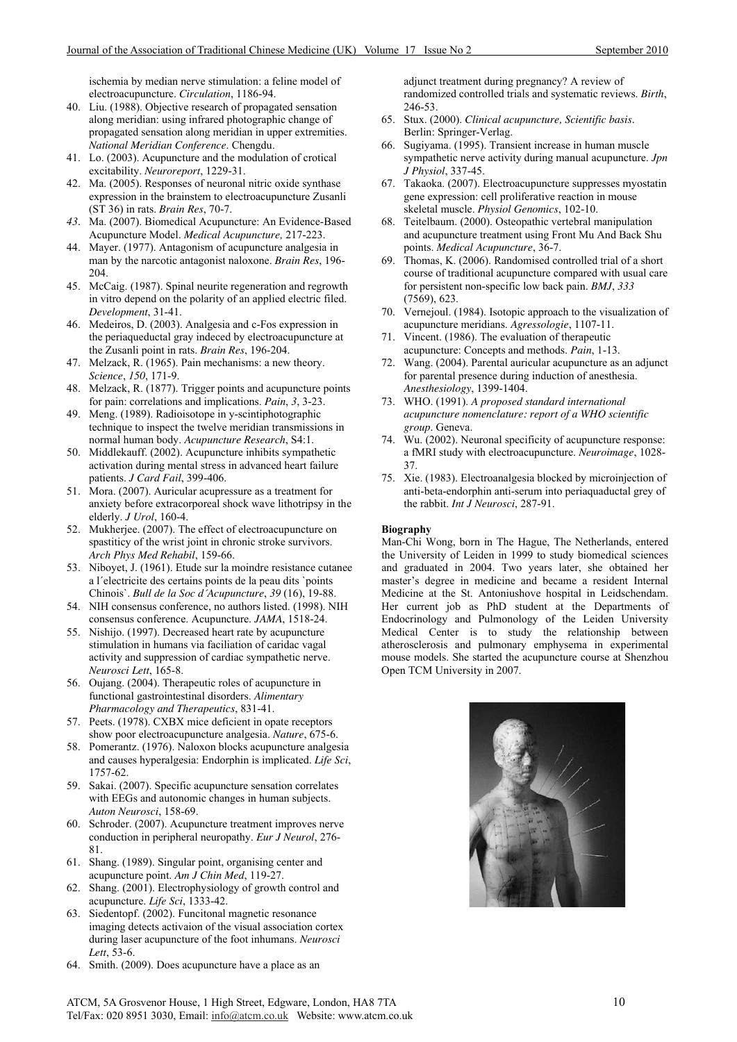ischemia by median nerve stimulation: a feline model of electroacupuncture. *Circulation*, 1186-94.

40. Liu. (1988). Objective research of propagated sensation along meridian: using infrared photographic change of propagated sensation along meridian in upper extremities. *National Meridian Conference*. Chengdu.
41. Lo. (2003). Acupuncture and the modulation of crotical excitability. *Neuroreport*, 1229-31.
42. Ma. (2005). Responses of neuronal nitric oxide synthase expression in the brainstem to electroacupuncture Zusanli (ST 36) in rats. *Brain Res*, 70-7.
43. Ma. (2007). Biomedical Acupuncture: An Evidence-Based Acupuncture Model. *Medical Acupuncture,* 217-223.
44. Mayer. (1977). Antagonism of acupuncture analgesia in man by the narcotic antagonist naloxone. *Brain Res*, 196-204.
45. McCaig. (1987). Spinal neurite regeneration and regrowth in vitro depend on the polarity of an applied electric filed. *Development*, 31-41.
46. Medeiros, D. (2003). Analgesia and c-Fos expression in the periaqueductal gray indeced by electroacupuncture at the Zusanli point in rats. *Brain Res*, 196-204.
47. Melzack, R. (1965). Pain mechanisms: a new theory. *Science*, *150*, 171-9.
48. Melzack, R. (1877). Trigger points and acupuncture points for pain: correlations and implications. *Pain*, *3*, 3-23.
49. Meng. (1989). Radioisotope in y-scintiphotographic technique to inspect the twelve meridian transmissions in normal human body. *Acupuncture Research*, S4:1.
50. Middlekauff. (2002). Acupuncture inhibits sympathetic activation during mental stress in advanced heart failure patients. *J Card Fail*, 399-406.
51. Mora. (2007). Auricular acupressure as a treatment for anxiety before extracorporeal shock wave lithotripsy in the elderly. *J Urol*, 160-4.
52. Mukherjee. (2007). The effect of electroacupuncture on spasticity of the wrist joint in chronic stroke survivors. *Arch Phys Med Rehabil*, 159-66.
53. Niboyet, J. (1961). Etude sur la moindre resistance cutanee a l´electricite des certains points de la peau dits `points Chinois`. *Bull de la Soc d´Acupuncture*, *39* (16), 19-88.
54. NIH consensus conference, no authors listed. (1998). NIH consensus conference. Acupuncture. *JAMA*, 1518-24.
55. Nishijo. (1997). Decreased heart rate by acupuncture stimulation in humans via faciliation of caridac vagal activity and suppression of cardiac sympathetic nerve. *Neurosci Lett*, 165-8.
56. Oujang. (2004). Therapeutic roles of acupuncture in functional gastrointestinal disorders. *Alimentary Pharmacology and Therapeutics*, 831-41.
57. Peets. (1978). CXBX mice deficient in opate receptors show poor electroacupuncture analgesia. *Nature*, 675-6.
58. Pomerantz. (1976). Naloxon blocks acupuncture analgesia and causes hyperalgesia: Endorphin is implicated. *Life Sci*, 1757-62.
59. Sakai. (2007). Specific acupuncture sensation correlates with EEGs and autonomic changes in human subjects. *Auton Neurosci*, 158-69.
60. Schroder. (2007). Acupuncture treatment improves nerve conduction in peripheral neuropathy. *Eur J Neurol*, 276-81.
61. Shang. (1989). Singular point, organising center and acupuncture point. *Am J Chin Med*, 119-27.
62. Shang. (2001). Electrophysiology of growth control and acupuncture. *Life Sci*, 1333-42.
63. Siedentopf. (2002). Funcitonal magnetic resonance imaging detects activaion of the visual association cortex during laser acupuncture of the foot inhumans. *Neurosci Lett*, 53-6.
64. Smith. (2009). Does acupuncture have a place as an adjunct treatment during pregnancy? A review of randomized controlled trials and systematic reviews. *Birth*, 246-53.
65. Stux. (2000). *Clinical acupuncture, Scientific basis*. Berlin: Springer-Verlag.
66. Sugiyama. (1995). Transient increase in human muscle sympathetic nerve activity during manual acupuncture. *Jpn J Physiol*, 337-45.
67. Takaoka. (2007). Electroacupuncture suppresses myostatin gene expression: cell proliferative reaction in mouse skeletal muscle. *Physiol Genomics*, 102-10.
68. Teitelbaum. (2000). Osteopathic vertebral manipulation and acupuncture treatment using Front Mu And Back Shu points. *Medical Acupuncture*, 36-7.
69. Thomas, K. (2006). Randomised controlled trial of a short course of traditional acupuncture compared with usual care for persistent non-specific low back pain. *BMJ*, *333* (7569), 623.
70. Vernejoul. (1984). Isotopic approach to the visualization of acupuncture meridians. *Agressologie*, 1107-11.
71. Vincent. (1986). The evaluation of therapeutic acupuncture: Concepts and methods. *Pain*, 1-13.
72. Wang. (2004). Parental auricular acupuncture as an adjunct for parental presence during induction of anesthesia. *Anesthesiology*, 1399-1404.
73. WHO. (1991). *A proposed standard international acupuncture nomenclature: report of a WHO scientific group*. Geneva.
74. Wu. (2002). Neuronal specificity of acupuncture response: a fMRI study with electroacupuncture. *Neuroimage*, 1028-37.
75. Xie. (1983). Electroanalgesia blocked by microinjection of anti-beta-endorphin anti-serum into periaquaductal grey of the rabbit. *Int J Neurosci*, 287-91.

**Biography**

Man-Chi Wong, born in The Hague, The Netherlands, entered the University of Leiden in 1999 to study biomedical sciences and graduated in 2004. Two years later, she obtained her master's degree in medicine and became a resident Internal Medicine at the St. Antoniushove hospital in Leidschendam. Her current job as PhD student at the Departments of Endocrinology and Pulmonology of the Leiden University Medical Center is to study the relationship between atherosclerosis and pulmonary emphysema in experimental mouse models. She started the acupuncture course at Shenzhou Open TCM University in 2007.